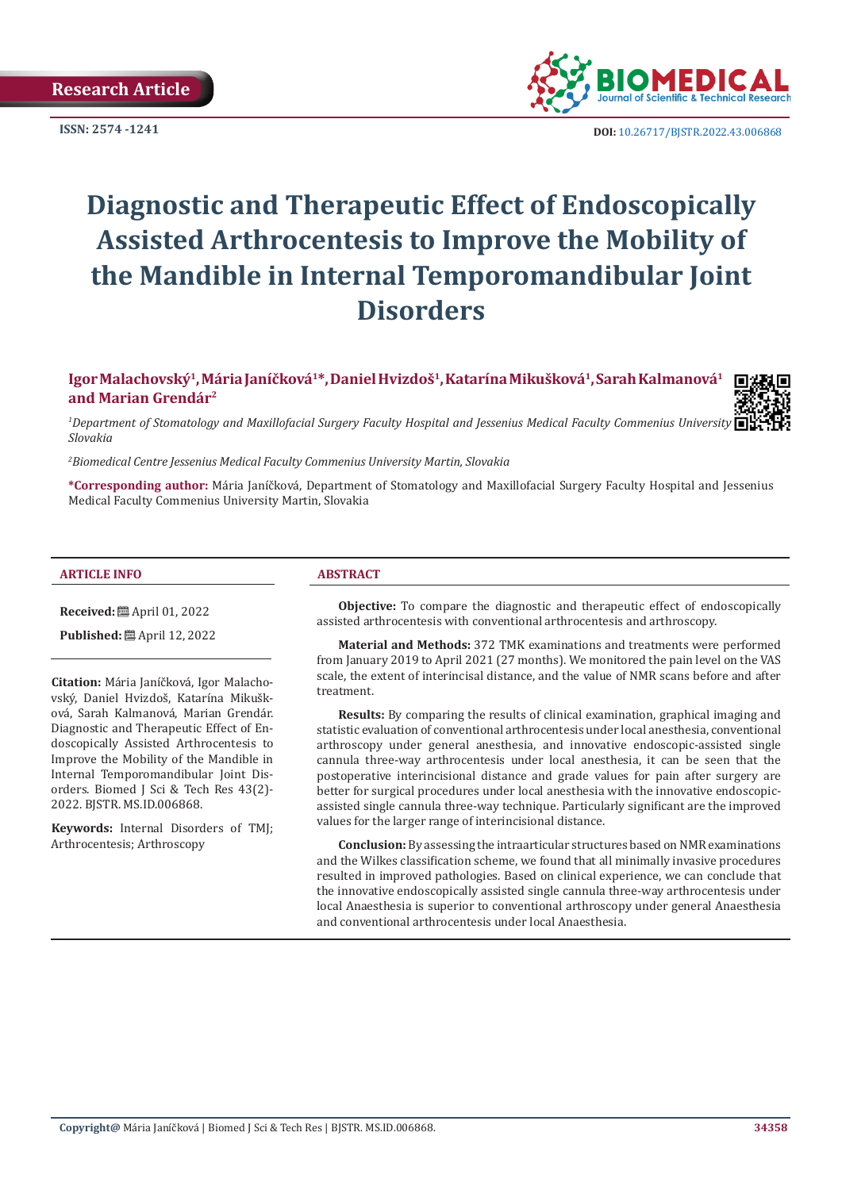Research Article

ISSN: 2574 -1241

DOI: 10.26717/BJSTR.2022.43.006868

# Diagnostic and Therapeutic Effect of Endoscopically Assisted Arthrocentesis to Improve the Mobility of the Mandible in Internal Temporomandibular Joint Disorders

**Igor Malachovský[1], Mária Janíčková[1]*, Daniel Hvizdoš[1], Katarína Mikušková[1], Sarah Kalmanová[1] and Marian Grendár[2]**

*[1]Department of Stomatology and Maxillofacial Surgery Faculty Hospital and Jessenius Medical Faculty Commenius University Slovakia*

*[2]Biomedical Centre Jessenius Medical Faculty Commenius University Martin, Slovakia*

**\*Corresponding author:** Mária Janíčková, Department of Stomatology and Maxillofacial Surgery Faculty Hospital and Jessenius Medical Faculty Commenius University Martin, Slovakia

## ARTICLE INFO

**Received:** April 01, 2022

**Published:** April 12, 2022

**Citation:** Mária Janíčková, Igor Malachovský, Daniel Hvizdoš, Katarína Mikušková, Sarah Kalmanová, Marian Grendár. Diagnostic and Therapeutic Effect of Endoscopically Assisted Arthrocentesis to Improve the Mobility of the Mandible in Internal Temporomandibular Joint Disorders. Biomed J Sci & Tech Res 43(2)-2022. BJSTR. MS.ID.006868.

**Keywords:** Internal Disorders of TMJ; Arthrocentesis; Arthroscopy

## ABSTRACT

**Objective:** To compare the diagnostic and therapeutic effect of endoscopically assisted arthrocentesis with conventional arthrocentesis and arthroscopy.

**Material and Methods:** 372 TMK examinations and treatments were performed from January 2019 to April 2021 (27 months). We monitored the pain level on the VAS scale, the extent of interincisal distance, and the value of NMR scans before and after treatment.

**Results:** By comparing the results of clinical examination, graphical imaging and statistic evaluation of conventional arthrocentesis under local anesthesia, conventional arthroscopy under general anesthesia, and innovative endoscopic-assisted single cannula three-way arthrocentesis under local anesthesia, it can be seen that the postoperative interincisional distance and grade values for pain after surgery are better for surgical procedures under local anesthesia with the innovative endoscopic-assisted single cannula three-way technique. Particularly significant are the improved values for the larger range of interincisional distance.

**Conclusion:** By assessing the intraarticular structures based on NMR examinations and the Wilkes classification scheme, we found that all minimally invasive procedures resulted in improved pathologies. Based on clinical experience, we can conclude that the innovative endoscopically assisted single cannula three-way arthrocentesis under local Anaesthesia is superior to conventional arthroscopy under general Anaesthesia and conventional arthrocentesis under local Anaesthesia.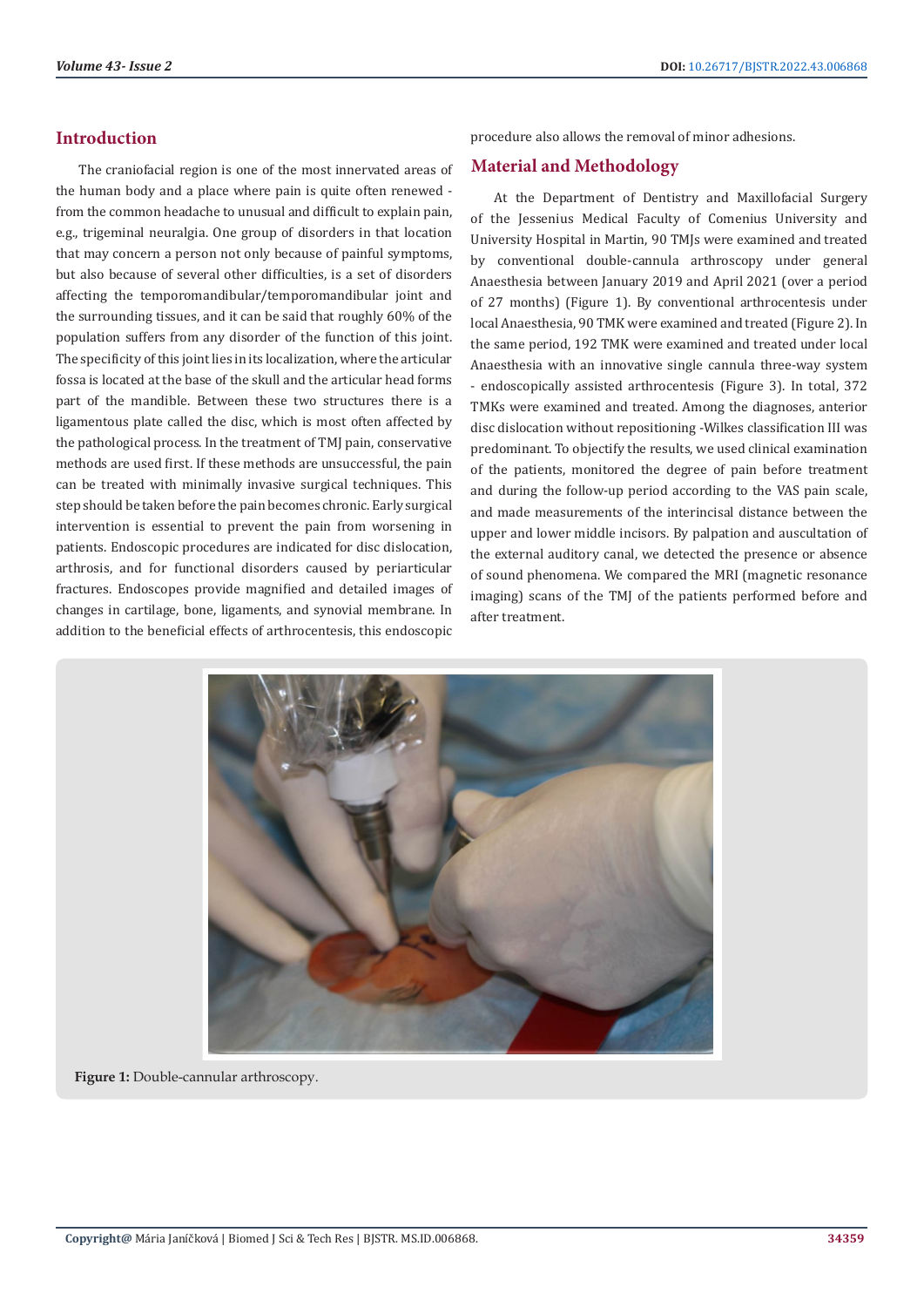## Introduction

The craniofacial region is one of the most innervated areas of the human body and a place where pain is quite often renewed - from the common headache to unusual and difficult to explain pain, e.g., trigeminal neuralgia. One group of disorders in that location that may concern a person not only because of painful symptoms, but also because of several other difficulties, is a set of disorders affecting the temporomandibular/temporomandibular joint and the surrounding tissues, and it can be said that roughly 60% of the population suffers from any disorder of the function of this joint. The specificity of this joint lies in its localization, where the articular fossa is located at the base of the skull and the articular head forms part of the mandible. Between these two structures there is a ligamentous plate called the disc, which is most often affected by the pathological process. In the treatment of TMJ pain, conservative methods are used first. If these methods are unsuccessful, the pain can be treated with minimally invasive surgical techniques. This step should be taken before the pain becomes chronic. Early surgical intervention is essential to prevent the pain from worsening in patients. Endoscopic procedures are indicated for disc dislocation, arthrosis, and for functional disorders caused by periarticular fractures. Endoscopes provide magnified and detailed images of changes in cartilage, bone, ligaments, and synovial membrane. In addition to the beneficial effects of arthrocentesis, this endoscopic procedure also allows the removal of minor adhesions.

## Material and Methodology

At the Department of Dentistry and Maxillofacial Surgery of the Jessenius Medical Faculty of Comenius University and University Hospital in Martin, 90 TMJs were examined and treated by conventional double-cannula arthroscopy under general Anaesthesia between January 2019 and April 2021 (over a period of 27 months) (Figure 1). By conventional arthrocentesis under local Anaesthesia, 90 TMK were examined and treated (Figure 2). In the same period, 192 TMK were examined and treated under local Anaesthesia with an innovative single cannula three-way system - endoscopically assisted arthrocentesis (Figure 3). In total, 372 TMKs were examined and treated. Among the diagnoses, anterior disc dislocation without repositioning -Wilkes classification III was predominant. To objectify the results, we used clinical examination of the patients, monitored the degree of pain before treatment and during the follow-up period according to the VAS pain scale, and made measurements of the interincisal distance between the upper and lower middle incisors. By palpation and auscultation of the external auditory canal, we detected the presence or absence of sound phenomena. We compared the MRI (magnetic resonance imaging) scans of the TMJ of the patients performed before and after treatment.

**Figure 1:** Double-cannular arthroscopy.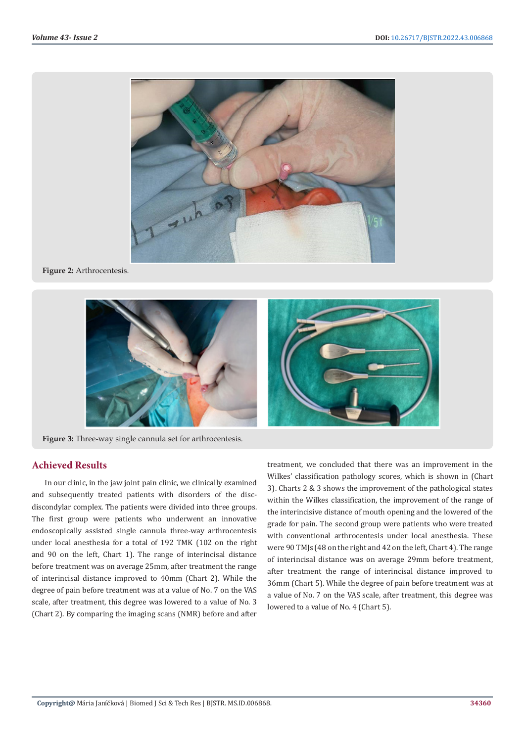Figure 2: Arthrocentesis.

Figure 3: Three-way single cannula set for arthrocentesis.

## Achieved Results

In our clinic, in the jaw joint pain clinic, we clinically examined and subsequently treated patients with disorders of the disc-discondylar complex. The patients were divided into three groups. The first group were patients who underwent an innovative endoscopically assisted single cannula three-way arthrocentesis under local anesthesia for a total of 192 TMK (102 on the right and 90 on the left, Chart 1). The range of interincisal distance before treatment was on average 25mm, after treatment the range of interincisal distance improved to 40mm (Chart 2). While the degree of pain before treatment was at a value of No. 7 on the VAS scale, after treatment, this degree was lowered to a value of No. 3 (Chart 2). By comparing the imaging scans (NMR) before and after treatment, we concluded that there was an improvement in the Wilkes' classification pathology scores, which is shown in (Chart 3). Charts 2 & 3 shows the improvement of the pathological states within the Wilkes classification, the improvement of the range of the interincisive distance of mouth opening and the lowered of the grade for pain. The second group were patients who were treated with conventional arthrocentesis under local anesthesia. These were 90 TMJs (48 on the right and 42 on the left, Chart 4). The range of interincisal distance was on average 29mm before treatment, after treatment the range of interincisal distance improved to 36mm (Chart 5). While the degree of pain before treatment was at a value of No. 7 on the VAS scale, after treatment, this degree was lowered to a value of No. 4 (Chart 5).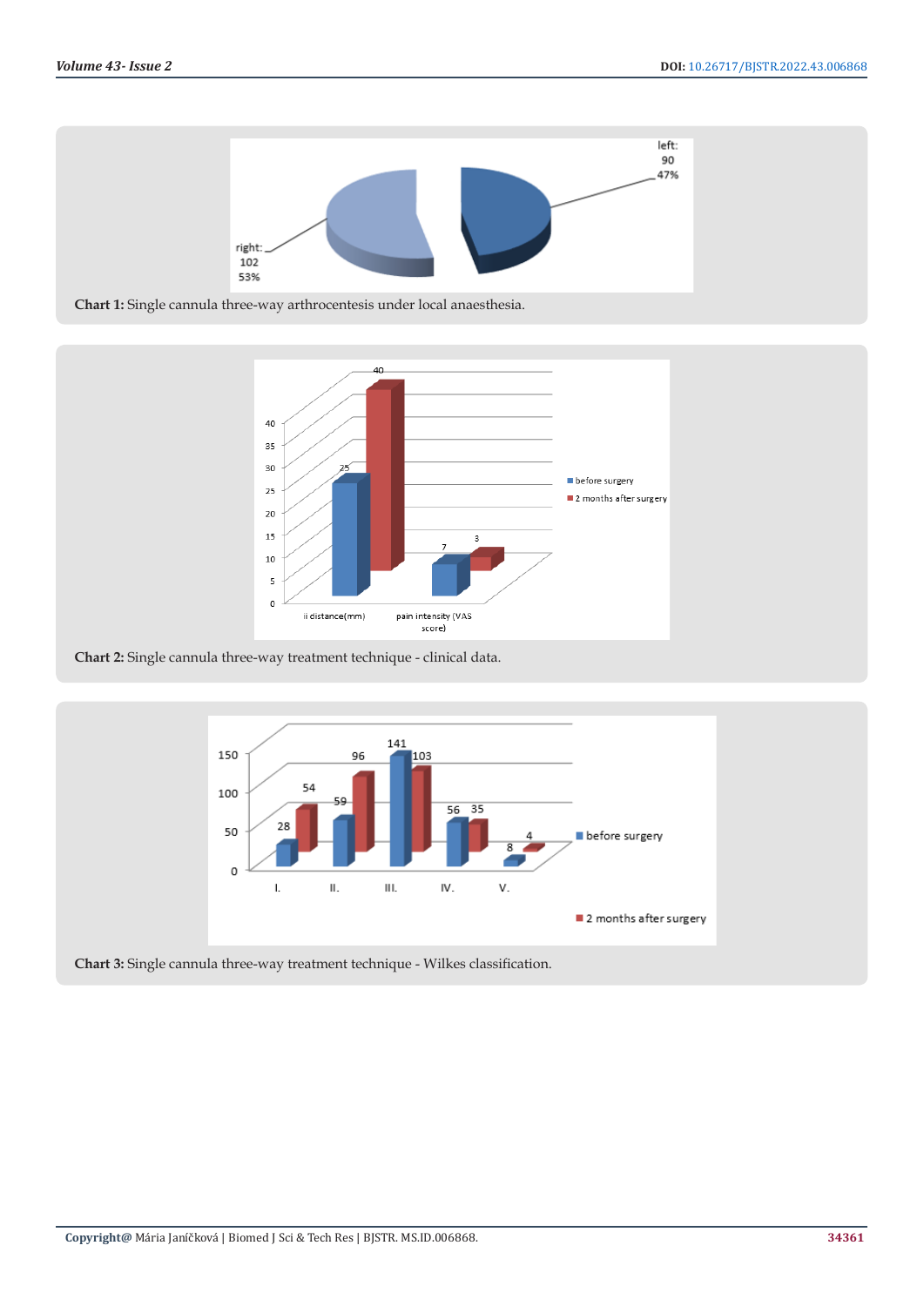**Chart 1:** Single cannula three-way arthrocentesis under local anaesthesia.

**Chart 2:** Single cannula three-way treatment technique - clinical data.

**Chart 3:** Single cannula three-way treatment technique - Wilkes classification.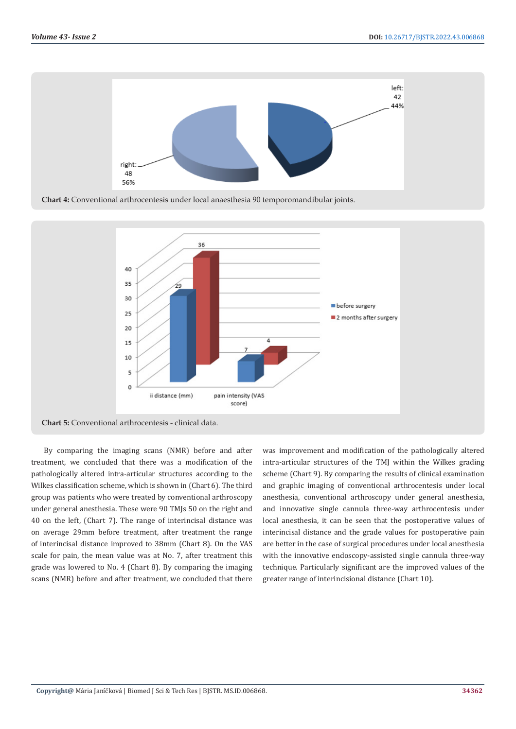**Chart 4:** Conventional arthrocentesis under local anaesthesia 90 temporomandibular joints.

**Chart 5:** Conventional arthrocentesis - clinical data.

By comparing the imaging scans (NMR) before and after treatment, we concluded that there was a modification of the pathologically altered intra-articular structures according to the Wilkes classification scheme, which is shown in (Chart 6). The third group was patients who were treated by conventional arthroscopy under general anesthesia. These were 90 TMJs 50 on the right and 40 on the left, (Chart 7). The range of interincisal distance was on average 29mm before treatment, after treatment the range of interincisal distance improved to 38mm (Chart 8). On the VAS scale for pain, the mean value was at No. 7, after treatment this grade was lowered to No. 4 (Chart 8). By comparing the imaging scans (NMR) before and after treatment, we concluded that there was improvement and modification of the pathologically altered intra-articular structures of the TMJ within the Wilkes grading scheme (Chart 9). By comparing the results of clinical examination and graphic imaging of conventional arthrocentesis under local anesthesia, conventional arthroscopy under general anesthesia, and innovative single cannula three-way arthrocentesis under local anesthesia, it can be seen that the postoperative values of interincisal distance and the grade values for postoperative pain are better in the case of surgical procedures under local anesthesia with the innovative endoscopy-assisted single cannula three-way technique. Particularly significant are the improved values of the greater range of interincisional distance (Chart 10).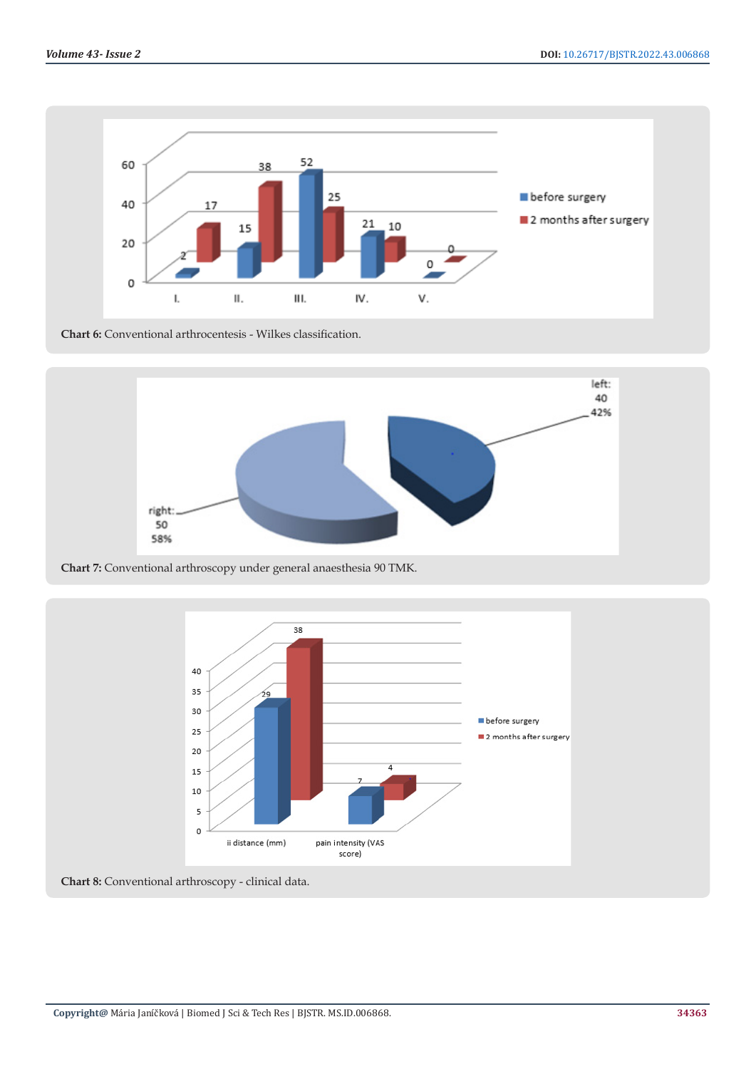**Chart 6:** Conventional arthrocentesis - Wilkes classification.

**Chart 7:** Conventional arthroscopy under general anaesthesia 90 TMK.

**Chart 8:** Conventional arthroscopy - clinical data.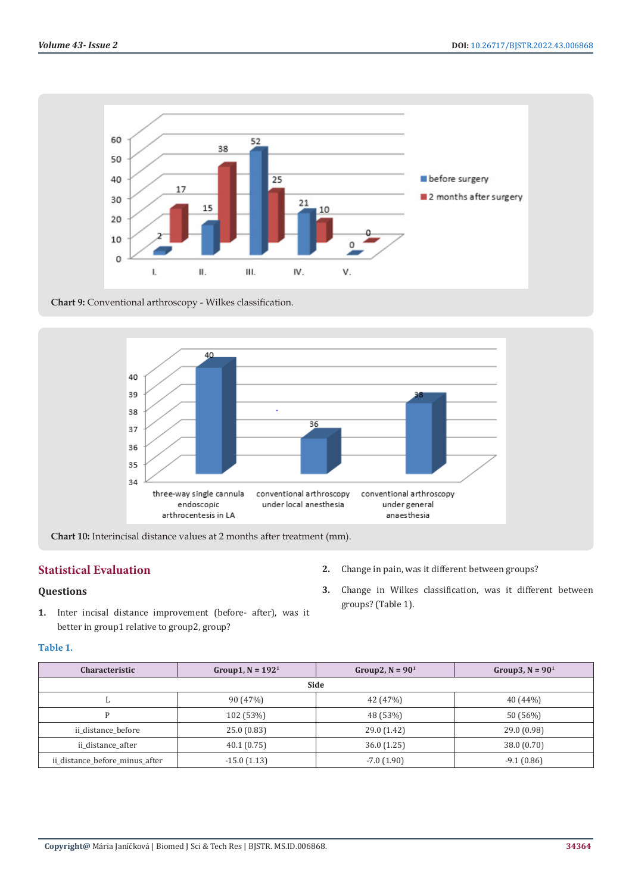Chart 9: Conventional arthroscopy - Wilkes classification.

Chart 10: Interincisal distance values at 2 months after treatment (mm).

## Statistical Evaluation

### Questions

1. Inter incisal distance improvement (before- after), was it better in group1 relative to group2, group?
2. Change in pain, was it different between groups?
3. Change in Wilkes classification, was it different between groups? (Table 1).

**Table 1.**

| Characteristic | Group1, N = 192[1] | Group2, N = 90[1] | Group3, N = 90[1] |
|---|---|---|---|
| Side | | | |
| L | 90 (47%) | 42 (47%) | 40 (44%) |
| P | 102 (53%) | 48 (53%) | 50 (56%) |
| ii_distance_before | 25.0 (0.83) | 29.0 (1.42) | 29.0 (0.98) |
| ii_distance_after | 40.1 (0.75) | 36.0 (1.25) | 38.0 (0.70) |
| ii_distance_before_minus_after | -15.0 (1.13) | -7.0 (1.90) | -9.1 (0.86) |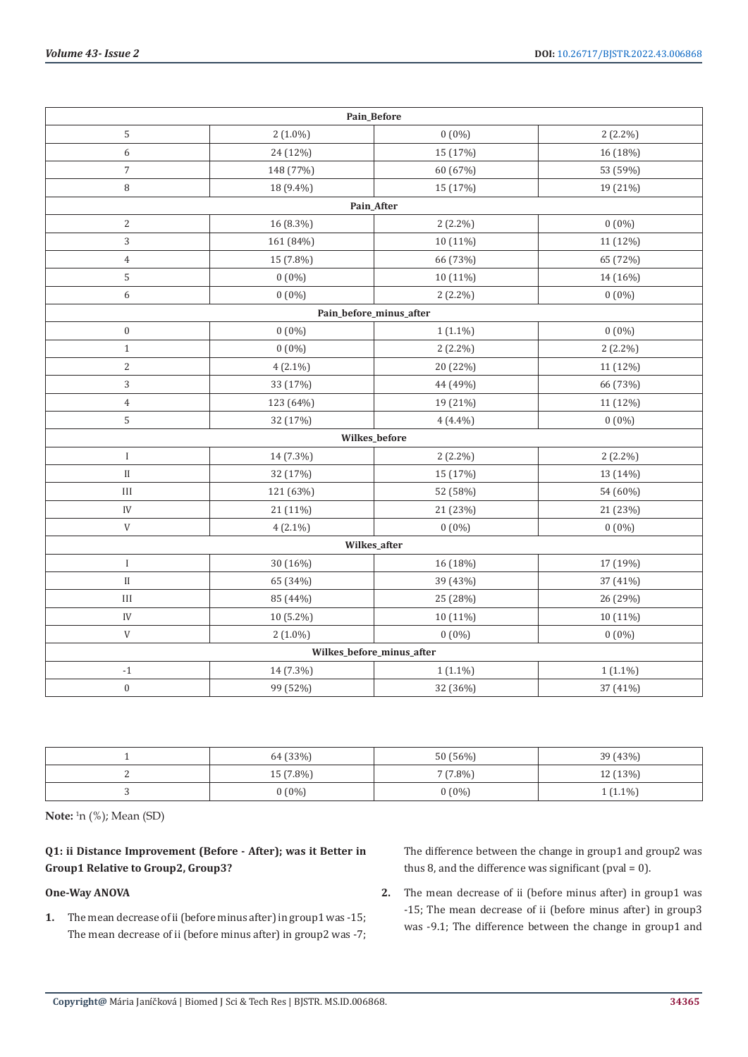| | | | |
|---|---|---|---|
| **Pain_Before** | | | |
| 5 | 2 (1.0%) | 0 (0%) | 2 (2.2%) |
| 6 | 24 (12%) | 15 (17%) | 16 (18%) |
| 7 | 148 (77%) | 60 (67%) | 53 (59%) |
| 8 | 18 (9.4%) | 15 (17%) | 19 (21%) |
| **Pain_After** | | | |
| 2 | 16 (8.3%) | 2 (2.2%) | 0 (0%) |
| 3 | 161 (84%) | 10 (11%) | 11 (12%) |
| 4 | 15 (7.8%) | 66 (73%) | 65 (72%) |
| 5 | 0 (0%) | 10 (11%) | 14 (16%) |
| 6 | 0 (0%) | 2 (2.2%) | 0 (0%) |
| **Pain_before_minus_after** | | | |
| 0 | 0 (0%) | 1 (1.1%) | 0 (0%) |
| 1 | 0 (0%) | 2 (2.2%) | 2 (2.2%) |
| 2 | 4 (2.1%) | 20 (22%) | 11 (12%) |
| 3 | 33 (17%) | 44 (49%) | 66 (73%) |
| 4 | 123 (64%) | 19 (21%) | 11 (12%) |
| 5 | 32 (17%) | 4 (4.4%) | 0 (0%) |
| **Wilkes_before** | | | |
| I | 14 (7.3%) | 2 (2.2%) | 2 (2.2%) |
| II | 32 (17%) | 15 (17%) | 13 (14%) |
| III | 121 (63%) | 52 (58%) | 54 (60%) |
| IV | 21 (11%) | 21 (23%) | 21 (23%) |
| V | 4 (2.1%) | 0 (0%) | 0 (0%) |
| **Wilkes_after** | | | |
| I | 30 (16%) | 16 (18%) | 17 (19%) |
| II | 65 (34%) | 39 (43%) | 37 (41%) |
| III | 85 (44%) | 25 (28%) | 26 (29%) |
| IV | 10 (5.2%) | 10 (11%) | 10 (11%) |
| V | 2 (1.0%) | 0 (0%) | 0 (0%) |
| **Wilkes_before_minus_after** | | | |
| -1 | 14 (7.3%) | 1 (1.1%) | 1 (1.1%) |
| 0 | 99 (52%) | 32 (36%) | 37 (41%) |
| 1 | 64 (33%) | 50 (56%) | 39 (43%) |
| 2 | 15 (7.8%) | 7 (7.8%) | 12 (13%) |
| 3 | 0 (0%) | 0 (0%) | 1 (1.1%) |

**Note:** [1]n (%); Mean (SD)

### Q1: ii Distance Improvement (Before - After); was it Better in Group1 Relative to Group2, Group3?

**One-Way ANOVA**

1. The mean decrease of ii (before minus after) in group1 was -15; The mean decrease of ii (before minus after) in group2 was -7; The difference between the change in group1 and group2 was thus 8, and the difference was significant (pval = 0).
2. The mean decrease of ii (before minus after) in group1 was -15; The mean decrease of ii (before minus after) in group3 was -9.1; The difference between the change in group1 and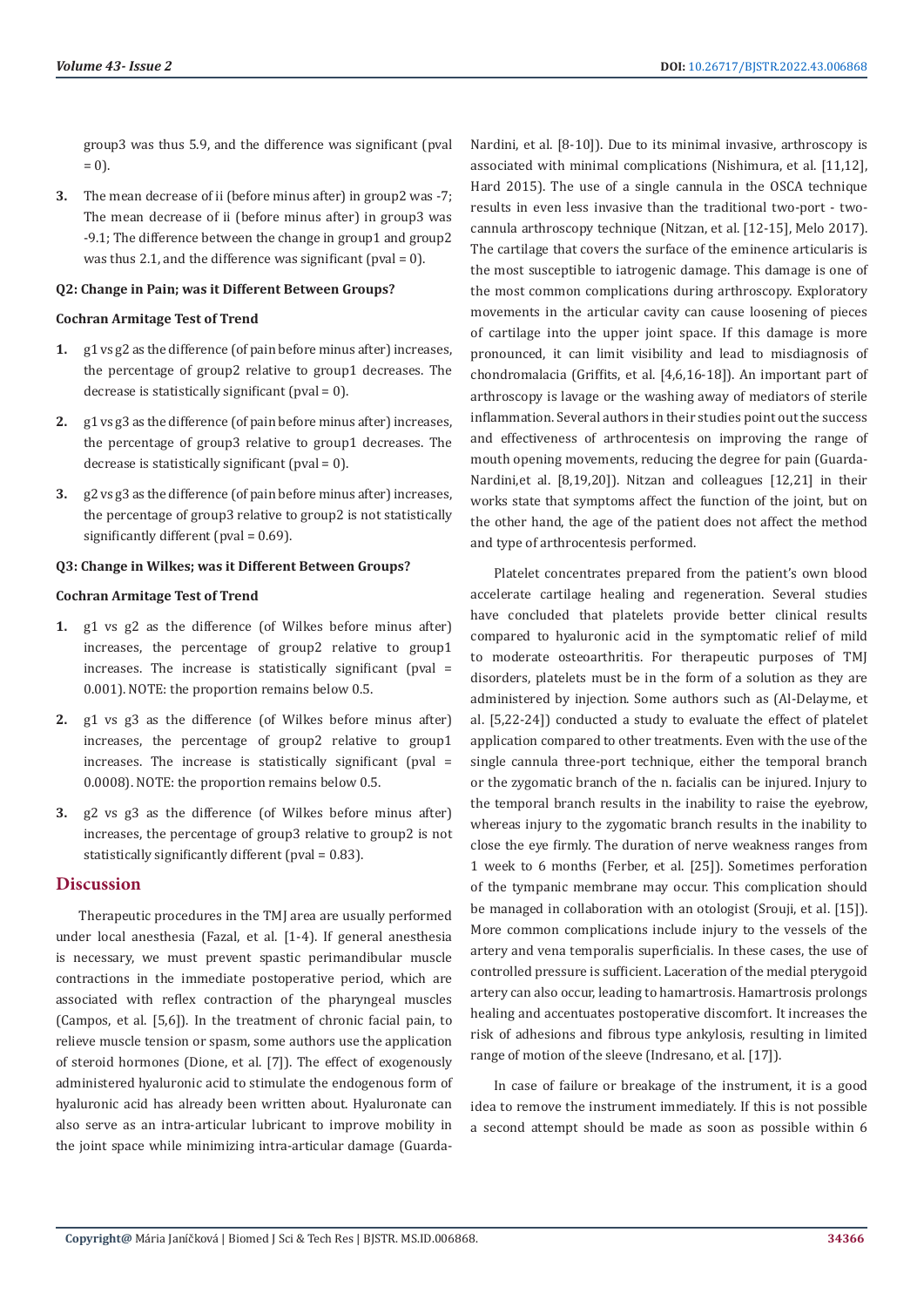group3 was thus 5.9, and the difference was significant (pval = 0).

3. The mean decrease of ii (before minus after) in group2 was -7; The mean decrease of ii (before minus after) in group3 was -9.1; The difference between the change in group1 and group2 was thus 2.1, and the difference was significant (pval = 0).

**Q2: Change in Pain; was it Different Between Groups?**

**Cochran Armitage Test of Trend**

1. g1 vs g2 as the difference (of pain before minus after) increases, the percentage of group2 relative to group1 decreases. The decrease is statistically significant (pval = 0).
2. g1 vs g3 as the difference (of pain before minus after) increases, the percentage of group3 relative to group1 decreases. The decrease is statistically significant (pval = 0).
3. g2 vs g3 as the difference (of pain before minus after) increases, the percentage of group3 relative to group2 is not statistically significantly different (pval = 0.69).

**Q3: Change in Wilkes; was it Different Between Groups?**

**Cochran Armitage Test of Trend**

1. g1 vs g2 as the difference (of Wilkes before minus after) increases, the percentage of group2 relative to group1 increases. The increase is statistically significant (pval = 0.001). NOTE: the proportion remains below 0.5.
2. g1 vs g3 as the difference (of Wilkes before minus after) increases, the percentage of group2 relative to group1 increases. The increase is statistically significant (pval = 0.0008). NOTE: the proportion remains below 0.5.
3. g2 vs g3 as the difference (of Wilkes before minus after) increases, the percentage of group3 relative to group2 is not statistically significantly different (pval = 0.83).

## Discussion

Therapeutic procedures in the TMJ area are usually performed under local anesthesia (Fazal, et al. [1-4). If general anesthesia is necessary, we must prevent spastic perimandibular muscle contractions in the immediate postoperative period, which are associated with reflex contraction of the pharyngeal muscles (Campos, et al. [5,6]). In the treatment of chronic facial pain, to relieve muscle tension or spasm, some authors use the application of steroid hormones (Dione, et al. [7]). The effect of exogenously administered hyaluronic acid to stimulate the endogenous form of hyaluronic acid has already been written about. Hyaluronate can also serve as an intra-articular lubricant to improve mobility in the joint space while minimizing intra-articular damage (Guarda-Nardini, et al. [8-10]). Due to its minimal invasive, arthroscopy is associated with minimal complications (Nishimura, et al. [11,12], Hard 2015). The use of a single cannula in the OSCA technique results in even less invasive than the traditional two-port - two-cannula arthroscopy technique (Nitzan, et al. [12-15], Melo 2017). The cartilage that covers the surface of the eminence articularis is the most susceptible to iatrogenic damage. This damage is one of the most common complications during arthroscopy. Exploratory movements in the articular cavity can cause loosening of pieces of cartilage into the upper joint space. If this damage is more pronounced, it can limit visibility and lead to misdiagnosis of chondromalacia (Griffits, et al. [4,6,16-18]). An important part of arthroscopy is lavage or the washing away of mediators of sterile inflammation. Several authors in their studies point out the success and effectiveness of arthrocentesis on improving the range of mouth opening movements, reducing the degree for pain (Guarda-Nardini,et al. [8,19,20]). Nitzan and colleagues [12,21] in their works state that symptoms affect the function of the joint, but on the other hand, the age of the patient does not affect the method and type of arthrocentesis performed.

Platelet concentrates prepared from the patient's own blood accelerate cartilage healing and regeneration. Several studies have concluded that platelets provide better clinical results compared to hyaluronic acid in the symptomatic relief of mild to moderate osteoarthritis. For therapeutic purposes of TMJ disorders, platelets must be in the form of a solution as they are administered by injection. Some authors such as (Al-Delayme, et al. [5,22-24]) conducted a study to evaluate the effect of platelet application compared to other treatments. Even with the use of the single cannula three-port technique, either the temporal branch or the zygomatic branch of the n. facialis can be injured. Injury to the temporal branch results in the inability to raise the eyebrow, whereas injury to the zygomatic branch results in the inability to close the eye firmly. The duration of nerve weakness ranges from 1 week to 6 months (Ferber, et al. [25]). Sometimes perforation of the tympanic membrane may occur. This complication should be managed in collaboration with an otologist (Srouji, et al. [15]). More common complications include injury to the vessels of the artery and vena temporalis superficialis. In these cases, the use of controlled pressure is sufficient. Laceration of the medial pterygoid artery can also occur, leading to hamartrosis. Hamartrosis prolongs healing and accentuates postoperative discomfort. It increases the risk of adhesions and fibrous type ankylosis, resulting in limited range of motion of the sleeve (Indresano, et al. [17]).

In case of failure or breakage of the instrument, it is a good idea to remove the instrument immediately. If this is not possible a second attempt should be made as soon as possible within 6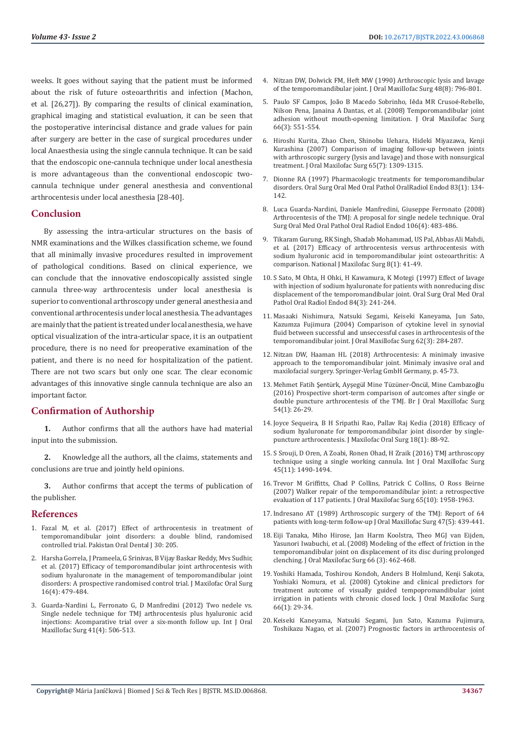weeks. It goes without saying that the patient must be informed about the risk of future osteoarthritis and infection (Machon, et al. [26,27]). By comparing the results of clinical examination, graphical imaging and statistical evaluation, it can be seen that the postoperative interincisal distance and grade values for pain after surgery are better in the case of surgical procedures under local Anaesthesia using the single cannula technique. It can be said that the endoscopic one-cannula technique under local anesthesia is more advantageous than the conventional endoscopic two-cannula technique under general anesthesia and conventional arthrocentesis under local anesthesia [28-40].

## Conclusion

By assessing the intra-articular structures on the basis of NMR examinations and the Wilkes classification scheme, we found that all minimally invasive procedures resulted in improvement of pathological conditions. Based on clinical experience, we can conclude that the innovative endoscopically assisted single cannula three-way arthrocentesis under local anesthesia is superior to conventional arthroscopy under general anesthesia and conventional arthrocentesis under local anesthesia. The advantages are mainly that the patient is treated under local anesthesia, we have optical visualization of the intra-articular space, it is an outpatient procedure, there is no need for preoperative examination of the patient, and there is no need for hospitalization of the patient. There are not two scars but only one scar. The clear economic advantages of this innovative single cannula technique are also an important factor.

## Confirmation of Authorship

1. Author confirms that all the authors have had material input into the submission.

2. Knowledge all the authors, all the claims, statements and conclusions are true and jointly held opinions.

3. Author confirms that accept the terms of publication of the publisher.

## References

1. Fazal M, et al. (2017) Effect of arthrocentesis in treatment of temporomandibular joint disorders: a double blind, randomised controlled trial. Pakistan Oral Dental J 30: 205.
2. Harsha Gorrela, J Prameela, G Srinivas, B Vijay Baskar Reddy, Mvs Sudhir, et al. (2017) Efficacy of temporomandibular joint arthrocentesis with sodium hyaluronate in the management of temporomandibular joint disorders: A prospective randomised control trial. J Maxilofac Oral Surg 16(4): 479-484.
3. Guarda-Nardini L, Ferronato G, D Manfredini (2012) Two nedele vs. Single nedele technique for TMJ arthrocentesis plus hyaluronic acid injections: Acomparative trial over a six-month follow up. Int J Oral Maxillofac Surg 41(4): 506-513.
4. Nitzan DW, Dolwick FM, Heft MW (1990) Arthroscopic lysis and lavage of the temporomandibular joint. J Oral Maxillofac Surg 48(8): 796-801.
5. Paulo SF Campos, João B Macedo Sobrinho, Iêda MR Crusoé-Rebello, Nilson Pena, Janaina A Dantas, et al. (2008) Temporomandibular joint adhesion without mouth-opening limitation. J Oral Maxilofac Surg 66(3): 551-554.
6. Hiroshi Kurita, Zhao Chen, Shinobu Uehara, Hideki Miyazawa, Kenji Kurashina (2007) Comparison of imaging follow-up between joints with arthroscopic surgery (lysis and lavage) and those with nonsurgical treatment. J Oral Maxilofac Surg 65(7): 1309-1315.
7. Dionne RA (1997) Pharmacologic treatments for temporomandibular disorders. Oral Surg Oral Med Oral Pathol OralRadiol Endod 83(1): 134-142.
8. Luca Guarda-Nardini, Daniele Manfredini, Giuseppe Ferronato (2008) Arthrocentesis of the TMJ: A proposal for single nedele technique. Oral Surg Oral Med Oral Pathol Oral Radiol Endod 106(4): 483-486.
9. Tikaram Gurung, RK Singh, Shadab Mohammad, US Pal, Abbas Ali Mahdi, et al. (2017) Efficacy of arthrocentesis versus arthrocentesis with sodium hyaluronic acid in temporomandibular joint osteoarthritis: A comparison. National J Maxilofac Surg 8(1): 41-49.
10. S Sato, M Ohta, H Ohki, H Kawamura, K Motegi (1997) Effect of lavage with injection of sodium hyaluronate for patients with nonreducing disc displacement of the temporomandibular joint. Oral Surg Oral Med Oral Pathol Oral Radiol Endod 84(3): 241-244.
11. Masaaki Nishimura, Natsuki Segami, Keiseki Kaneyama, Jun Sato, Kazumza Fujimura (2004) Comparison of cytokine level in synovial fluid between successful and unsecccessful cases in arthrocentesis of the temporomandibular joint. J Oral Maxillofac Surg 62(3): 284-287.
12. Nitzan DW, Haaman HL (2018) Arthrocentesis: A minimaly invasive approach to the temporomandibular joint. Minimaly invasive oral and maxilofacial surgery. Springer-Verlag GmbH Germany, p. 45-73.
13. Mehmet Fatih Şentürk, Ayşegül Mine Tüzüner-Öncül, Mine Cambazoğlu (2016) Prospective short-term comparison of autcomes after single or double puncture arthrocentesis of the TMJ. Br J Oral Maxillofac Surg 54(1): 26-29.
14. Joyce Sequeira, B H Sripathi Rao, Pallav Raj Kedia (2018) Efficacy of sodium hyaluronate for temporomandibular joint disorder by single-puncture arthrocentesis. J Maxilofac Oral Surg 18(1): 88-92.
15. S Srouji, D Oren, A Zoabi, Ronen Ohad, H Zraik (2016) TMJ arthroscopy technique using a single working cannula. Int J Oral Maxillofac Surg 45(11): 1490-1494.
16. Trevor M Griffitts, Chad P Collins, Patrick C Collins, O Ross Beirne (2007) Walker repair of the temporomandibular joint: a retrospective evaluation of 117 patients. J Oral Maxilofac Surg 65(10): 1958-1963.
17. Indresano AT (1989) Arthroscopic surgery of the TMJ: Report of 64 patients with long-term follow-up J Oral Maxillofac Surg 47(5): 439-441.
18. Eiji Tanaka, Miho Hirose, Jan Harm Koolstra, Theo MGJ van Eijden, Yasunori Iwabuchi, et al. (2008) Modeling of the effect of friction in the temporomandibular joint on displacement of its disc during prolonged clenching. J Oral Maxilofac Surg 66 (3): 462-468.
19. Yoshiki Hamada, Toshirou Kondoh, Anders B Holmlund, Kenji Sakota, Yoshiaki Nomura, et al. (2008) Cytokine and clinical predictors for treatment autcome of visually guided tempopromandibular joint irrigation in patients with chronic closed lock. J Oral Maxilofac Surg 66(1): 29-34.
20. Keiseki Kaneyama, Natsuki Segami, Jun Sato, Kazuma Fujimura, Toshikazu Nagao, et al. (2007) Prognostic factors in arthrocentesis of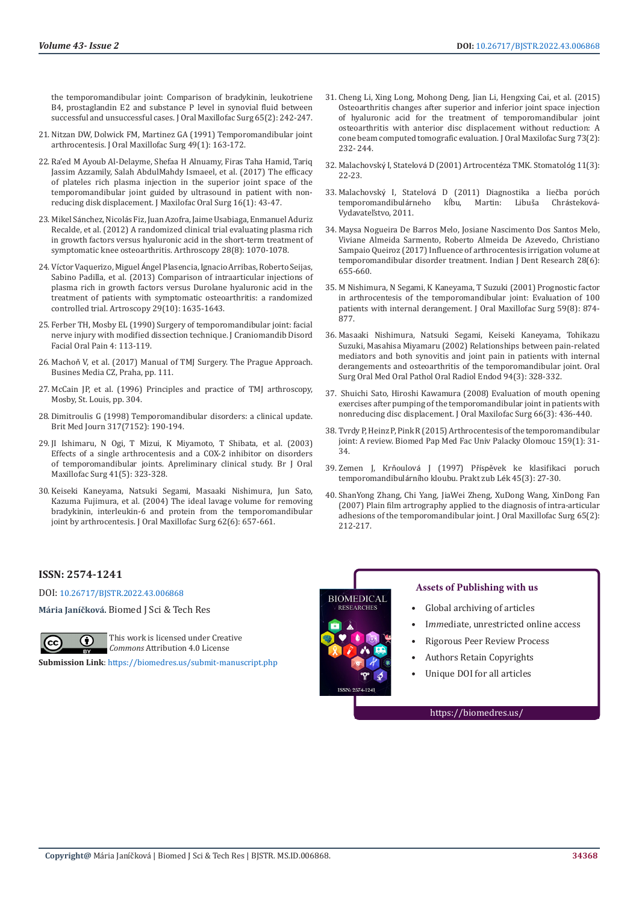the temporomandibular joint: Comparison of bradykinin, leukotriene B4, prostaglandin E2 and substance P level in synovial fluid between successful and unsuccessful cases. J Oral Maxillofac Surg 65(2): 242-247.

21. Nitzan DW, Dolwick FM, Martinez GA (1991) Temporomandibular joint arthrocentesis. J Oral Maxillofac Surg 49(1): 163-172.
22. Ra'ed M Ayoub Al-Delayme, Shefaa H Alnuamy, Firas Taha Hamid, Tariq Jassim Azzamily, Salah AbdulMahdy Ismaeel, et al. (2017) The efficacy of plateles rich plasma injection in the superior joint space of the temporomandibular joint guided by ultrasound in patient with non-reducing disk displacement. J Maxilofac Oral Surg 16(1): 43-47.
23. Mikel Sánchez, Nicolás Fiz, Juan Azofra, Jaime Usabiaga, Enmanuel Aduriz Recalde, et al. (2012) A randomized clinical trial evaluating plasma rich in growth factors versus hyaluronic acid in the short-term treatment of symptomatic knee osteoarthritis. Arthroscopy 28(8): 1070-1078.
24. Víctor Vaquerizo, Miguel Ángel Plasencia, Ignacio Arribas, Roberto Seijas, Sabino Padilla, et al. (2013) Comparison of intraarticular injections of plasma rich in growth factors versus Durolane hyaluronic acid in the treatment of patients with symptomatic osteoarthritis: a randomized controlled trial. Artroscopy 29(10): 1635-1643.
25. Ferber TH, Mosby EL (1990) Surgery of temporomandibular joint: facial nerve injury with modified dissection technique. J Craniomandib Disord Facial Oral Pain 4: 113-119.
26. Machoň V, et al. (2017) Manual of TMJ Surgery. The Prague Approach. Busines Media CZ, Praha, pp. 111.
27. McCain JP, et al. (1996) Principles and practice of TMJ arthroscopy, Mosby, St. Louis, pp. 304.
28. Dimitroulis G (1998) Temporomandibular disorders: a clinical update. Brit Med Journ 317(7152): 190-194.
29. JI Ishimaru, N Ogi, T Mizui, K Miyamoto, T Shibata, et al. (2003) Effects of a single arthrocentesis and a COX-2 inhibitor on disorders of temporomandibular joints. Apreliminary clinical study. Br J Oral Maxillofac Surg 41(5): 323-328.
30. Keiseki Kaneyama, Natsuki Segami, Masaaki Nishimura, Jun Sato, Kazuma Fujimura, et al. (2004) The ideal lavage volume for removing bradykinin, interleukin-6 and protein from the temporomandibular joint by arthrocentesis. J Oral Maxillofac Surg 62(6): 657-661.
31. Cheng Li, Xing Long, Mohong Deng, Jian Li, Hengxing Cai, et al. (2015) Osteoarthritis changes after superior and inferior joint space injection of hyaluronic acid for the treatment of temporomandibular joint osteoarthritis with anterior disc displacement without reduction: A cone beam computed tomografic evaluation. J Oral Maxilofac Surg 73(2): 232- 244.
32. Malachovský I, Statelová D (2001) Artrocentéza TMK. Stomatológ 11(3): 22-23.
33. Malachovský I, Statelová D (2011) Diagnostika a liečba porúch temporomandibulárneho kĺbu, Martin: Libuša Chrásteková-Vydavateľstvo, 2011.
34. Maysa Nogueira De Barros Melo, Josiane Nascimento Dos Santos Melo, Viviane Almeida Sarmento, Roberto Almeida De Azevedo, Christiano Sampaio Queiroz (2017) Influence of arthrocentesis irrigation volume at temporomandibular disorder treatment. Indian J Dent Research 28(6): 655-660.
35. M Nishimura, N Segami, K Kaneyama, T Suzuki (2001) Prognostic factor in arthrocentesis of the temporomandibular joint: Evaluation of 100 patients with internal derangement. J Oral Maxillofac Surg 59(8): 874-877.
36. Masaaki Nishimura, Natsuki Segami, Keiseki Kaneyama, Tohikazu Suzuki, Masahisa Miyamaru (2002) Relationships between pain-related mediators and both synovitis and joint pain in patients with internal derangements and osteoarthritis of the temporomandibular joint. Oral Surg Oral Med Oral Pathol Oral Radiol Endod 94(3): 328-332.
37. Shuichi Sato, Hiroshi Kawamura (2008) Evaluation of mouth opening exercises after pumping of the temporomandibular joint in patients with nonreducing disc displacement. J Oral Maxilofac Surg 66(3): 436-440.
38. Tvrdy P, Heinz P, Pink R (2015) Arthrocentesis of the temporomandibular joint: A review. Biomed Pap Med Fac Univ Palacky Olomouc 159(1): 31-34.
39. Zemen J, Krňoulová J (1997) Příspěvek ke klasifikaci poruch temporomandibulárního kloubu. Prakt zub Lék 45(3): 27-30.
40. ShanYong Zhang, Chi Yang, JiaWei Zheng, XuDong Wang, XinDong Fan (2007) Plain film artrography applied to the diagnosis of intra-articular adhesions of the temporomandibular joint. J Oral Maxillofac Surg 65(2): 212-217.

**ISSN: 2574-1241**

DOI: 10.26717/BJSTR.2022.43.006868

**Mária Janíčková.** Biomed J Sci & Tech Res

This work is licensed under Creative *Commons* Attribution 4.0 License

**Submission Link**: https://biomedres.us/submit-manuscript.php

**Assets of Publishing with us**

- Global archiving of articles
- Immediate, unrestricted online access
- Rigorous Peer Review Process
- Authors Retain Copyrights
- Unique DOI for all articles

https://biomedres.us/